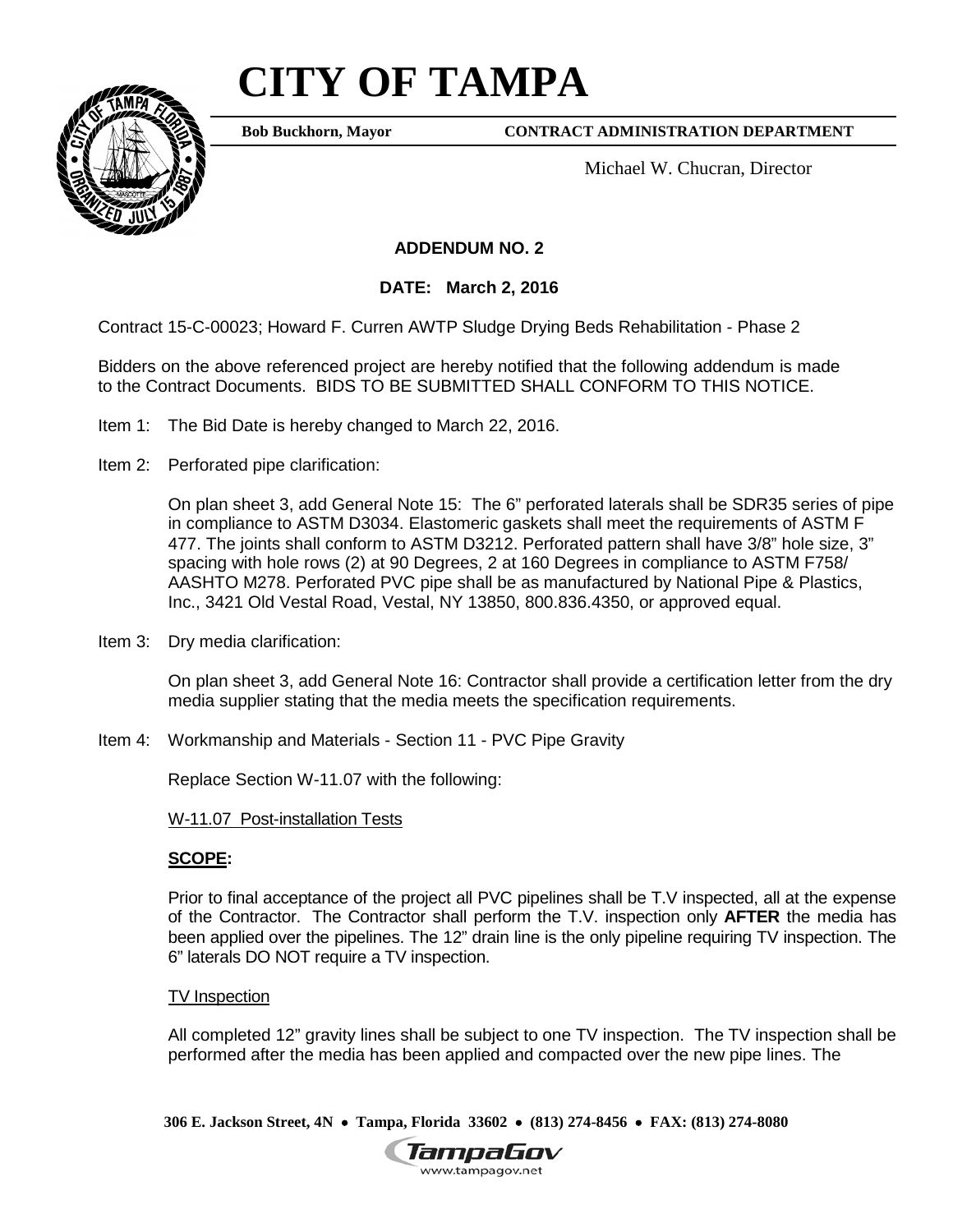# CITY OF TAMPA

**Bob Buckhorn, Mayor** **CONTRACT ADMINISTRATION DEPARTMENT**

Michael W. Chucran, Director

**ADDENDUM NO. 2**

**DATE: March 2, 2016**

Contract 15-C-00023; Howard F. Curren AWTP Sludge Drying Beds Rehabilitation - Phase 2

Bidders on the above referenced project are hereby notified that the following addendum is made to the Contract Documents. BIDS TO BE SUBMITTED SHALL CONFORM TO THIS NOTICE.

Item 1: The Bid Date is hereby changed to March 22, 2016.

Item 2: Perforated pipe clarification:

On plan sheet 3, add General Note 15: The 6" perforated laterals shall be SDR35 series of pipe in compliance to ASTM D3034. Elastomeric gaskets shall meet the requirements of ASTM F 477. The joints shall conform to ASTM D3212. Perforated pattern shall have 3/8" hole size, 3" spacing with hole rows (2) at 90 Degrees, 2 at 160 Degrees in compliance to ASTM F758/ AASHTO M278. Perforated PVC pipe shall be as manufactured by National Pipe & Plastics, Inc., 3421 Old Vestal Road, Vestal, NY 13850, 800.836.4350, or approved equal.

Item 3: Dry media clarification:

On plan sheet 3, add General Note 16: Contractor shall provide a certification letter from the dry media supplier stating that the media meets the specification requirements.

Item 4: Workmanship and Materials - Section 11 - PVC Pipe Gravity

Replace Section W-11.07 with the following:

<u>W-11.07 Post-installation Tests</u>

**<u>SCOPE</u>:**

Prior to final acceptance of the project all PVC pipelines shall be T.V inspected, all at the expense of the Contractor. The Contractor shall perform the T.V. inspection only **AFTER** the media has been applied over the pipelines. The 12" drain line is the only pipeline requiring TV inspection. The 6" laterals DO NOT require a TV inspection.

<u>TV Inspection</u>

All completed 12" gravity lines shall be subject to one TV inspection. The TV inspection shall be performed after the media has been applied and compacted over the new pipe lines. The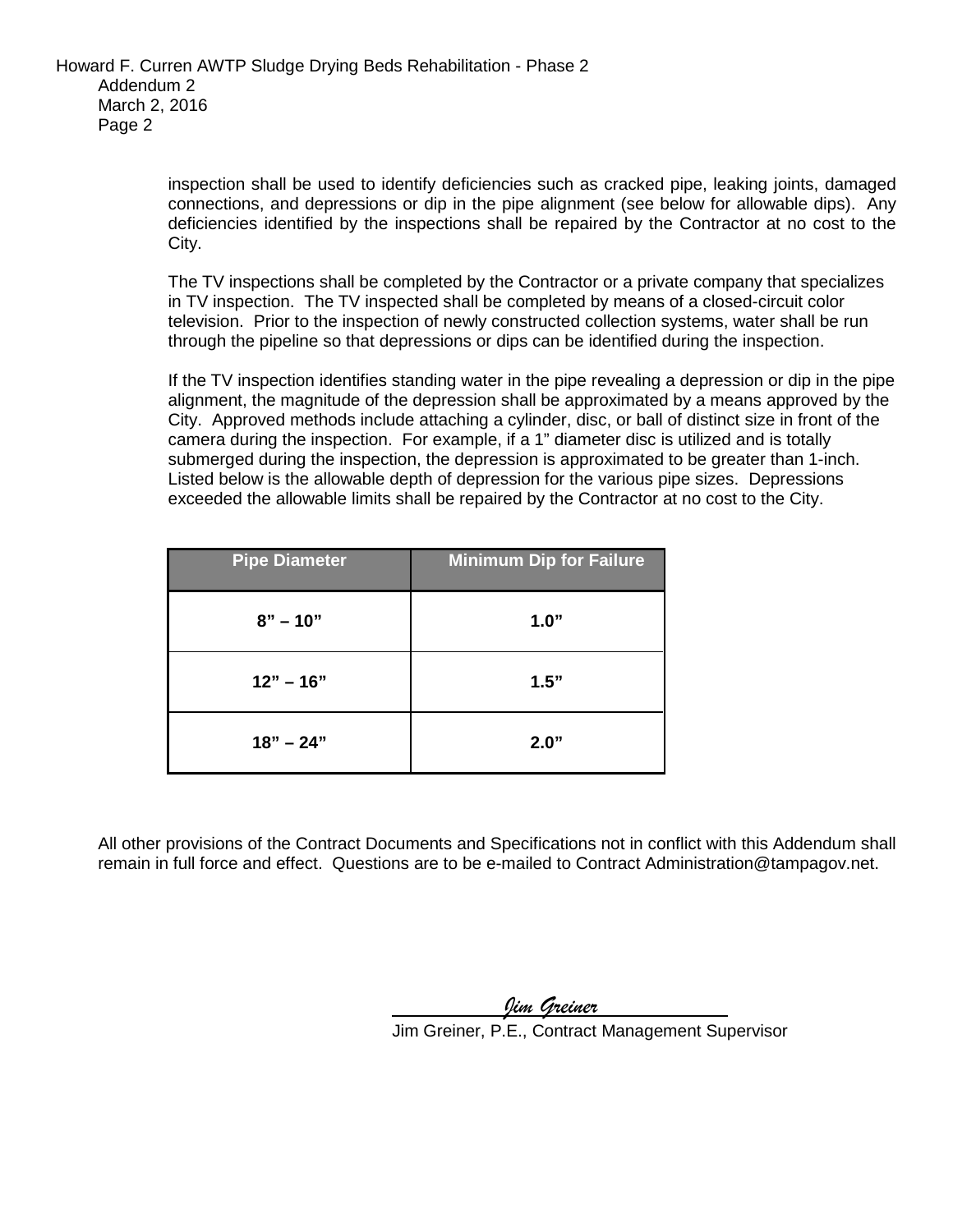inspection shall be used to identify deficiencies such as cracked pipe, leaking joints, damaged connections, and depressions or dip in the pipe alignment (see below for allowable dips). Any deficiencies identified by the inspections shall be repaired by the Contractor at no cost to the City.

The TV inspections shall be completed by the Contractor or a private company that specializes in TV inspection. The TV inspected shall be completed by means of a closed-circuit color television. Prior to the inspection of newly constructed collection systems, water shall be run through the pipeline so that depressions or dips can be identified during the inspection.

If the TV inspection identifies standing water in the pipe revealing a depression or dip in the pipe alignment, the magnitude of the depression shall be approximated by a means approved by the City. Approved methods include attaching a cylinder, disc, or ball of distinct size in front of the camera during the inspection. For example, if a 1" diameter disc is utilized and is totally submerged during the inspection, the depression is approximated to be greater than 1-inch. Listed below is the allowable depth of depression for the various pipe sizes. Depressions exceeded the allowable limits shall be repaired by the Contractor at no cost to the City.

| Pipe Diameter | Minimum Dip for Failure |
|---|---|
| **8" – 10"** | **1.0"** |
| **12" – 16"** | **1.5"** |
| **18" – 24"** | **2.0"** |

All other provisions of the Contract Documents and Specifications not in conflict with this Addendum shall remain in full force and effect. Questions are to be e-mailed to Contract Administration@tampagov.net.

*Jim Greiner*

Jim Greiner, P.E., Contract Management Supervisor